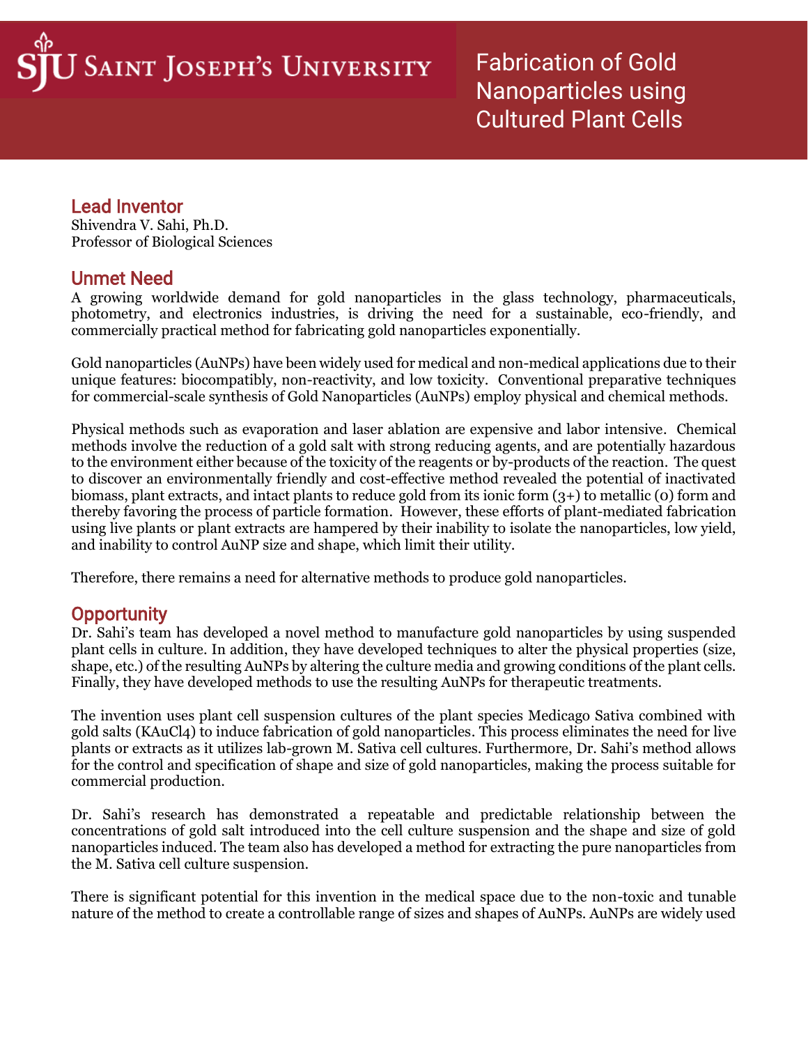SJU Saint Joseph's University

# Fabrication of Gold Nanoparticles using Cultured Plant Cells

## Lead Inventor

Shivendra V. Sahi, Ph.D.
Professor of Biological Sciences

## Unmet Need

A growing worldwide demand for gold nanoparticles in the glass technology, pharmaceuticals, photometry, and electronics industries, is driving the need for a sustainable, eco-friendly, and commercially practical method for fabricating gold nanoparticles exponentially.

Gold nanoparticles (AuNPs) have been widely used for medical and non-medical applications due to their unique features: biocompatibly, non-reactivity, and low toxicity. Conventional preparative techniques for commercial-scale synthesis of Gold Nanoparticles (AuNPs) employ physical and chemical methods.

Physical methods such as evaporation and laser ablation are expensive and labor intensive. Chemical methods involve the reduction of a gold salt with strong reducing agents, and are potentially hazardous to the environment either because of the toxicity of the reagents or by-products of the reaction. The quest to discover an environmentally friendly and cost-effective method revealed the potential of inactivated biomass, plant extracts, and intact plants to reduce gold from its ionic form (3+) to metallic (0) form and thereby favoring the process of particle formation. However, these efforts of plant-mediated fabrication using live plants or plant extracts are hampered by their inability to isolate the nanoparticles, low yield, and inability to control AuNP size and shape, which limit their utility.

Therefore, there remains a need for alternative methods to produce gold nanoparticles.

## Opportunity

Dr. Sahi's team has developed a novel method to manufacture gold nanoparticles by using suspended plant cells in culture. In addition, they have developed techniques to alter the physical properties (size, shape, etc.) of the resulting AuNPs by altering the culture media and growing conditions of the plant cells. Finally, they have developed methods to use the resulting AuNPs for therapeutic treatments.

The invention uses plant cell suspension cultures of the plant species Medicago Sativa combined with gold salts ($KAuCl_4$) to induce fabrication of gold nanoparticles. This process eliminates the need for live plants or extracts as it utilizes lab-grown M. Sativa cell cultures. Furthermore, Dr. Sahi's method allows for the control and specification of shape and size of gold nanoparticles, making the process suitable for commercial production.

Dr. Sahi's research has demonstrated a repeatable and predictable relationship between the concentrations of gold salt introduced into the cell culture suspension and the shape and size of gold nanoparticles induced. The team also has developed a method for extracting the pure nanoparticles from the M. Sativa cell culture suspension.

There is significant potential for this invention in the medical space due to the non-toxic and tunable nature of the method to create a controllable range of sizes and shapes of AuNPs. AuNPs are widely used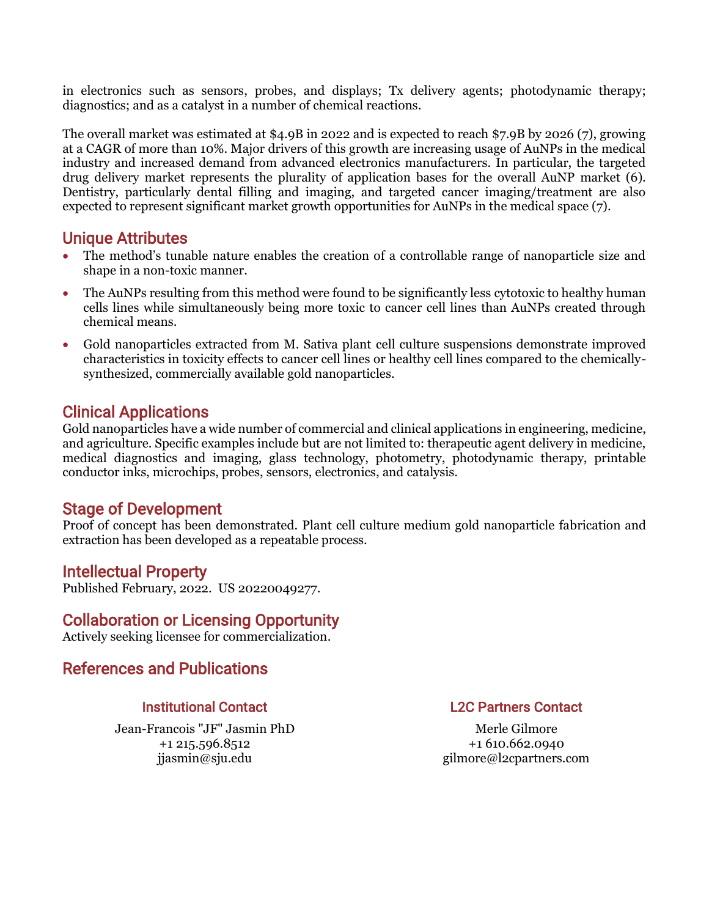in electronics such as sensors, probes, and displays; Tx delivery agents; photodynamic therapy; diagnostics; and as a catalyst in a number of chemical reactions.

The overall market was estimated at $4.9B in 2022 and is expected to reach $7.9B by 2026 (7), growing at a CAGR of more than 10%. Major drivers of this growth are increasing usage of AuNPs in the medical industry and increased demand from advanced electronics manufacturers. In particular, the targeted drug delivery market represents the plurality of application bases for the overall AuNP market (6). Dentistry, particularly dental filling and imaging, and targeted cancer imaging/treatment are also expected to represent significant market growth opportunities for AuNPs in the medical space (7).

## Unique Attributes

- The method's tunable nature enables the creation of a controllable range of nanoparticle size and shape in a non-toxic manner.
- The AuNPs resulting from this method were found to be significantly less cytotoxic to healthy human cells lines while simultaneously being more toxic to cancer cell lines than AuNPs created through chemical means.
- Gold nanoparticles extracted from M. Sativa plant cell culture suspensions demonstrate improved characteristics in toxicity effects to cancer cell lines or healthy cell lines compared to the chemically-synthesized, commercially available gold nanoparticles.

## Clinical Applications

Gold nanoparticles have a wide number of commercial and clinical applications in engineering, medicine, and agriculture. Specific examples include but are not limited to: therapeutic agent delivery in medicine, medical diagnostics and imaging, glass technology, photometry, photodynamic therapy, printable conductor inks, microchips, probes, sensors, electronics, and catalysis.

## Stage of Development

Proof of concept has been demonstrated. Plant cell culture medium gold nanoparticle fabrication and extraction has been developed as a repeatable process.

## Intellectual Property

Published February, 2022. US 20220049277.

## Collaboration or Licensing Opportunity

Actively seeking licensee for commercialization.

## References and Publications

### Institutional Contact

Jean-Francois "JF" Jasmin PhD
+1 215.596.8512
jjasmin@sju.edu

### L2C Partners Contact

Merle Gilmore
+1 610.662.0940
gilmore@l2cpartners.com